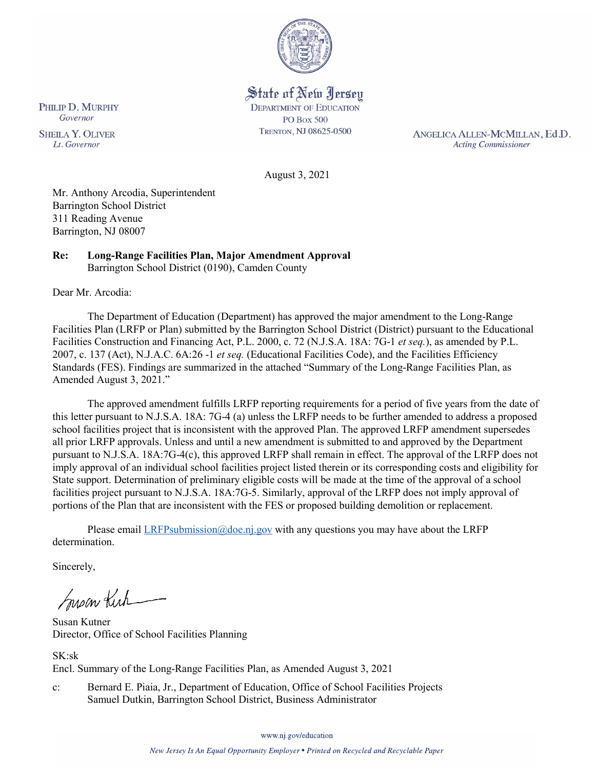State of New Jersey

DEPARTMENT OF EDUCATION
PO Box 500
Trenton, NJ 08625-0500

PHILIP D. MURPHY
*Governor*

SHEILA Y. OLIVER
*Lt. Governor*

ANGELICA ALLEN-MCMILLAN, Ed.D.
*Acting Commissioner*

August 3, 2021

Mr. Anthony Arcodia, Superintendent
Barrington School District
311 Reading Avenue
Barrington, NJ 08007

**Re: Long-Range Facilities Plan, Major Amendment Approval**
Barrington School District (0190), Camden County

Dear Mr. Arcodia:

The Department of Education (Department) has approved the major amendment to the Long-Range Facilities Plan (LRFP or Plan) submitted by the Barrington School District (District) pursuant to the Educational Facilities Construction and Financing Act, P.L. 2000, c. 72 (N.J.S.A. 18A: 7G-1 *et seq.*), as amended by P.L. 2007, c. 137 (Act), N.J.A.C. 6A:26 -1 *et seq.* (Educational Facilities Code), and the Facilities Efficiency Standards (FES). Findings are summarized in the attached "Summary of the Long-Range Facilities Plan, as Amended August 3, 2021."

The approved amendment fulfills LRFP reporting requirements for a period of five years from the date of this letter pursuant to N.J.S.A. 18A: 7G-4 (a) unless the LRFP needs to be further amended to address a proposed school facilities project that is inconsistent with the approved Plan. The approved LRFP amendment supersedes all prior LRFP approvals. Unless and until a new amendment is submitted to and approved by the Department pursuant to N.J.S.A. 18A:7G-4(c), this approved LRFP shall remain in effect. The approval of the LRFP does not imply approval of an individual school facilities project listed therein or its corresponding costs and eligibility for State support. Determination of preliminary eligible costs will be made at the time of the approval of a school facilities project pursuant to N.J.S.A. 18A:7G-5. Similarly, approval of the LRFP does not imply approval of portions of the Plan that are inconsistent with the FES or proposed building demolition or replacement.

Please email LRFPsubmission@doe.nj.gov with any questions you may have about the LRFP determination.

Sincerely,

Susan Kutner
Director, Office of School Facilities Planning

SK:sk
Encl. Summary of the Long-Range Facilities Plan, as Amended August 3, 2021

c: Bernard E. Piaia, Jr., Department of Education, Office of School Facilities Projects
Samuel Dutkin, Barrington School District, Business Administrator

www.nj.gov/education

*New Jersey Is An Equal Opportunity Employer • Printed on Recycled and Recyclable Paper*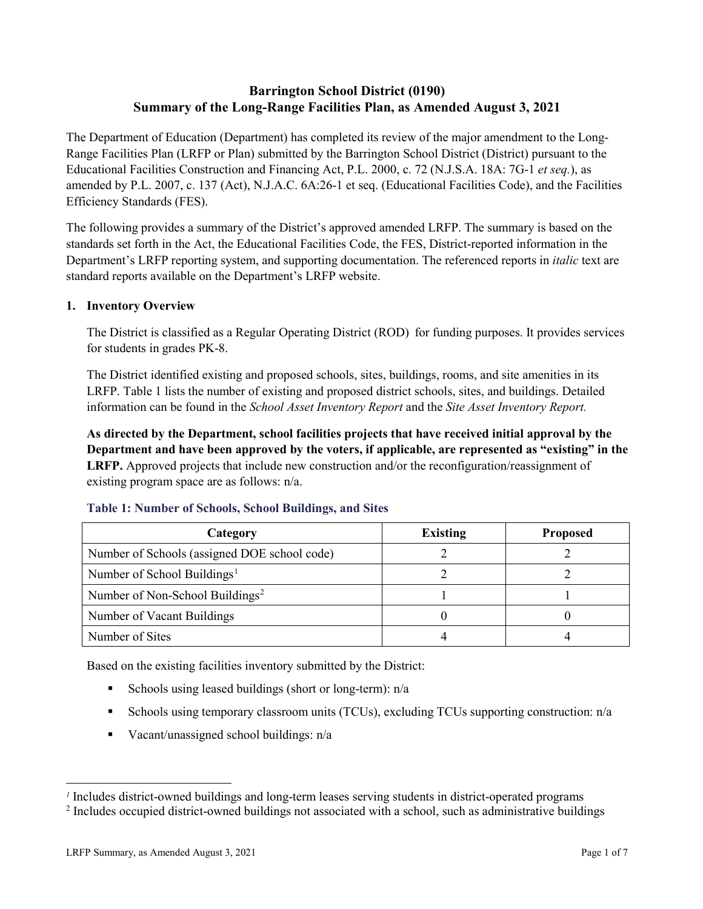# Barrington School District (0190)
## Summary of the Long-Range Facilities Plan, as Amended August 3, 2021

The Department of Education (Department) has completed its review of the major amendment to the Long-Range Facilities Plan (LRFP or Plan) submitted by the Barrington School District (District) pursuant to the Educational Facilities Construction and Financing Act, P.L. 2000, c. 72 (N.J.S.A. 18A: 7G-1 *et seq.*), as amended by P.L. 2007, c. 137 (Act), N.J.A.C. 6A:26-1 et seq. (Educational Facilities Code), and the Facilities Efficiency Standards (FES).

The following provides a summary of the District's approved amended LRFP. The summary is based on the standards set forth in the Act, the Educational Facilities Code, the FES, District-reported information in the Department's LRFP reporting system, and supporting documentation. The referenced reports in *italic* text are standard reports available on the Department's LRFP website.

### 1. Inventory Overview

The District is classified as a Regular Operating District (ROD) for funding purposes. It provides services for students in grades PK-8.

The District identified existing and proposed schools, sites, buildings, rooms, and site amenities in its LRFP. Table 1 lists the number of existing and proposed district schools, sites, and buildings. Detailed information can be found in the *School Asset Inventory Report* and the *Site Asset Inventory Report.*

**As directed by the Department, school facilities projects that have received initial approval by the Department and have been approved by the voters, if applicable, are represented as "existing" in the LRFP.** Approved projects that include new construction and/or the reconfiguration/reassignment of existing program space are as follows: n/a.

**Table 1: Number of Schools, School Buildings, and Sites**

| Category | Existing | Proposed |
|---|---|---|
| Number of Schools (assigned DOE school code) | 2 | 2 |
| Number of School Buildings[1] | 2 | 2 |
| Number of Non-School Buildings[2] | 1 | 1 |
| Number of Vacant Buildings | 0 | 0 |
| Number of Sites | 4 | 4 |

Based on the existing facilities inventory submitted by the District:

- Schools using leased buildings (short or long-term): n/a
- Schools using temporary classroom units (TCUs), excluding TCUs supporting construction: n/a
- Vacant/unassigned school buildings: n/a

[1] Includes district-owned buildings and long-term leases serving students in district-operated programs

[2] Includes occupied district-owned buildings not associated with a school, such as administrative buildings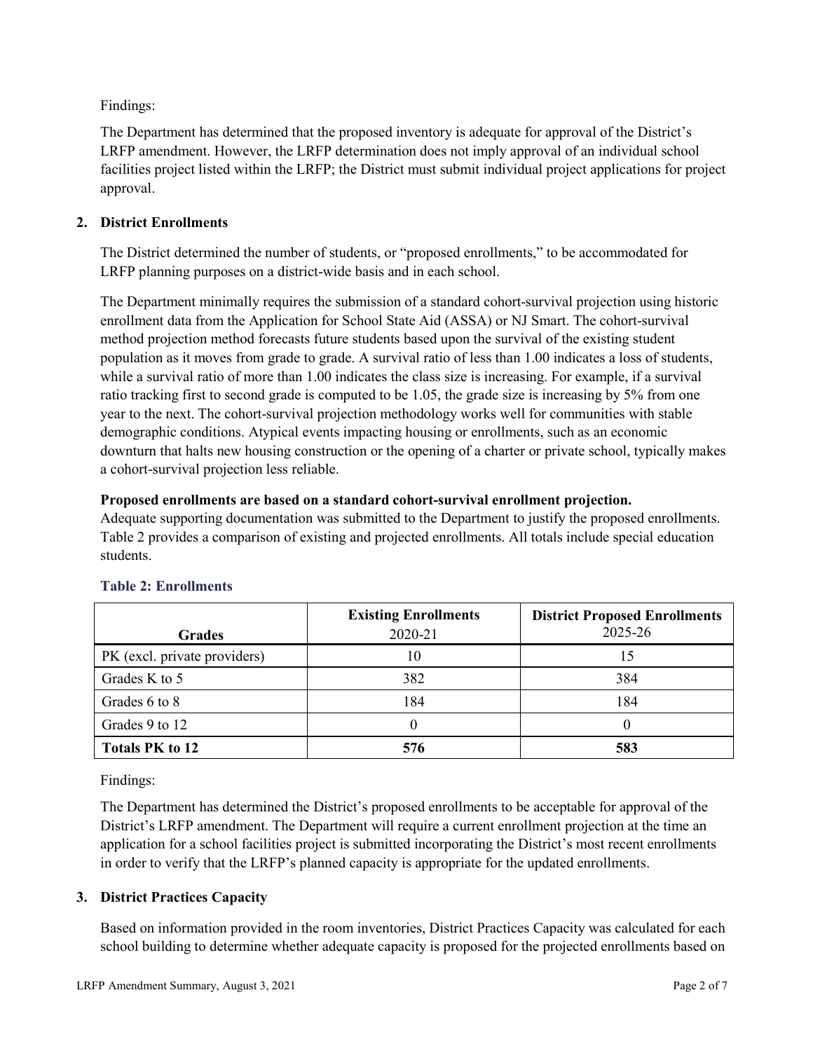Findings:

The Department has determined that the proposed inventory is adequate for approval of the District's LRFP amendment. However, the LRFP determination does not imply approval of an individual school facilities project listed within the LRFP; the District must submit individual project applications for project approval.

## 2. District Enrollments

The District determined the number of students, or "proposed enrollments," to be accommodated for LRFP planning purposes on a district-wide basis and in each school.

The Department minimally requires the submission of a standard cohort-survival projection using historic enrollment data from the Application for School State Aid (ASSA) or NJ Smart. The cohort-survival method projection method forecasts future students based upon the survival of the existing student population as it moves from grade to grade. A survival ratio of less than 1.00 indicates a loss of students, while a survival ratio of more than 1.00 indicates the class size is increasing. For example, if a survival ratio tracking first to second grade is computed to be 1.05, the grade size is increasing by 5% from one year to the next. The cohort-survival projection methodology works well for communities with stable demographic conditions. Atypical events impacting housing or enrollments, such as an economic downturn that halts new housing construction or the opening of a charter or private school, typically makes a cohort-survival projection less reliable.

**Proposed enrollments are based on a standard cohort-survival enrollment projection.**
Adequate supporting documentation was submitted to the Department to justify the proposed enrollments. Table 2 provides a comparison of existing and projected enrollments. All totals include special education students.

### Table 2: Enrollments

| Grades | Existing Enrollments 2020-21 | District Proposed Enrollments 2025-26 |
|---|---|---|
| PK (excl. private providers) | 10 | 15 |
| Grades K to 5 | 382 | 384 |
| Grades 6 to 8 | 184 | 184 |
| Grades 9 to 12 | 0 | 0 |
| **Totals PK to 12** | **576** | **583** |

Findings:

The Department has determined the District's proposed enrollments to be acceptable for approval of the District's LRFP amendment. The Department will require a current enrollment projection at the time an application for a school facilities project is submitted incorporating the District's most recent enrollments in order to verify that the LRFP's planned capacity is appropriate for the updated enrollments.

## 3. District Practices Capacity

Based on information provided in the room inventories, District Practices Capacity was calculated for each school building to determine whether adequate capacity is proposed for the projected enrollments based on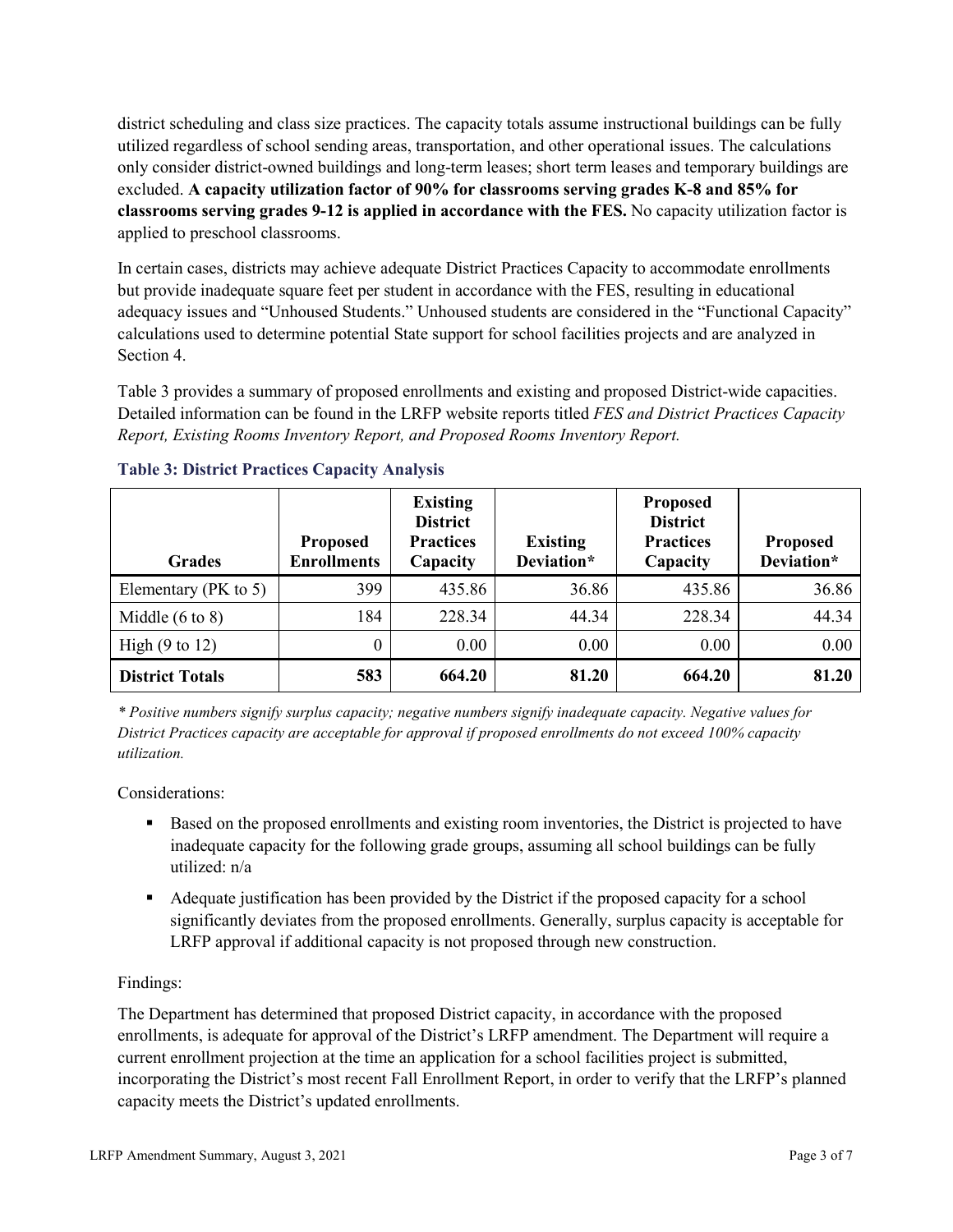district scheduling and class size practices. The capacity totals assume instructional buildings can be fully utilized regardless of school sending areas, transportation, and other operational issues. The calculations only consider district-owned buildings and long-term leases; short term leases and temporary buildings are excluded. **A capacity utilization factor of 90% for classrooms serving grades K-8 and 85% for classrooms serving grades 9-12 is applied in accordance with the FES.** No capacity utilization factor is applied to preschool classrooms.

In certain cases, districts may achieve adequate District Practices Capacity to accommodate enrollments but provide inadequate square feet per student in accordance with the FES, resulting in educational adequacy issues and "Unhoused Students." Unhoused students are considered in the "Functional Capacity" calculations used to determine potential State support for school facilities projects and are analyzed in Section 4.

Table 3 provides a summary of proposed enrollments and existing and proposed District-wide capacities. Detailed information can be found in the LRFP website reports titled *FES and District Practices Capacity Report, Existing Rooms Inventory Report, and Proposed Rooms Inventory Report.*

### Table 3: District Practices Capacity Analysis

| Grades | Proposed Enrollments | Existing District Practices Capacity | Existing Deviation* | Proposed District Practices Capacity | Proposed Deviation* |
|---|---|---|---|---|---|
| Elementary (PK to 5) | 399 | 435.86 | 36.86 | 435.86 | 36.86 |
| Middle (6 to 8) | 184 | 228.34 | 44.34 | 228.34 | 44.34 |
| High (9 to 12) | 0 | 0.00 | 0.00 | 0.00 | 0.00 |
| **District Totals** | **583** | **664.20** | **81.20** | **664.20** | **81.20** |

*\* Positive numbers signify surplus capacity; negative numbers signify inadequate capacity. Negative values for District Practices capacity are acceptable for approval if proposed enrollments do not exceed 100% capacity utilization.*

Considerations:

- Based on the proposed enrollments and existing room inventories, the District is projected to have inadequate capacity for the following grade groups, assuming all school buildings can be fully utilized: n/a
- Adequate justification has been provided by the District if the proposed capacity for a school significantly deviates from the proposed enrollments. Generally, surplus capacity is acceptable for LRFP approval if additional capacity is not proposed through new construction.

Findings:

The Department has determined that proposed District capacity, in accordance with the proposed enrollments, is adequate for approval of the District's LRFP amendment. The Department will require a current enrollment projection at the time an application for a school facilities project is submitted, incorporating the District's most recent Fall Enrollment Report, in order to verify that the LRFP's planned capacity meets the District's updated enrollments.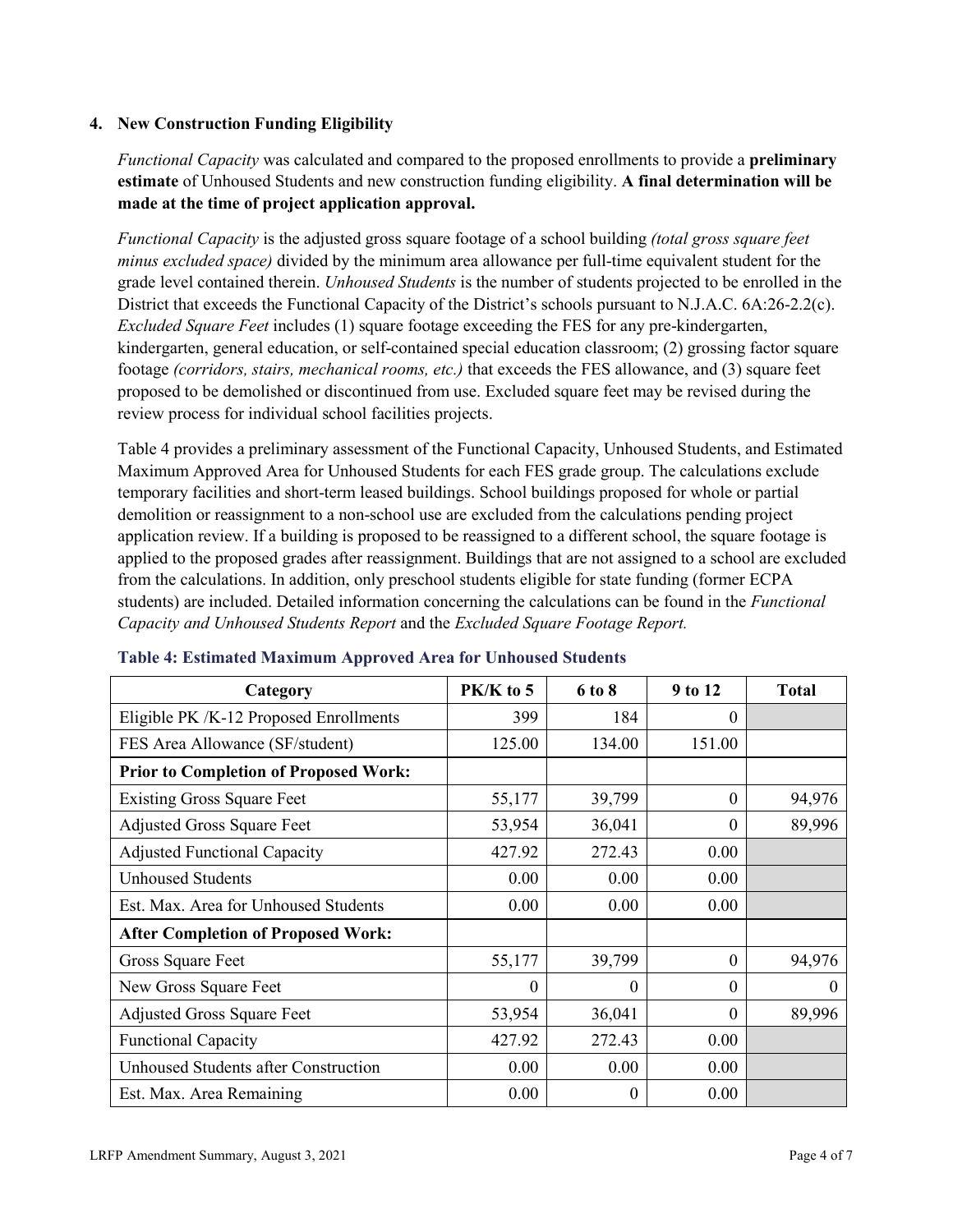## 4. New Construction Funding Eligibility

*Functional Capacity* was calculated and compared to the proposed enrollments to provide a **preliminary estimate** of Unhoused Students and new construction funding eligibility. **A final determination will be made at the time of project application approval.**

*Functional Capacity* is the adjusted gross square footage of a school building *(total gross square feet minus excluded space)* divided by the minimum area allowance per full-time equivalent student for the grade level contained therein. *Unhoused Students* is the number of students projected to be enrolled in the District that exceeds the Functional Capacity of the District's schools pursuant to N.J.A.C. 6A:26-2.2(c). *Excluded Square Feet* includes (1) square footage exceeding the FES for any pre-kindergarten, kindergarten, general education, or self-contained special education classroom; (2) grossing factor square footage *(corridors, stairs, mechanical rooms, etc.)* that exceeds the FES allowance, and (3) square feet proposed to be demolished or discontinued from use. Excluded square feet may be revised during the review process for individual school facilities projects.

Table 4 provides a preliminary assessment of the Functional Capacity, Unhoused Students, and Estimated Maximum Approved Area for Unhoused Students for each FES grade group. The calculations exclude temporary facilities and short-term leased buildings. School buildings proposed for whole or partial demolition or reassignment to a non-school use are excluded from the calculations pending project application review. If a building is proposed to be reassigned to a different school, the square footage is applied to the proposed grades after reassignment. Buildings that are not assigned to a school are excluded from the calculations. In addition, only preschool students eligible for state funding (former ECPA students) are included. Detailed information concerning the calculations can be found in the *Functional Capacity and Unhoused Students Report* and the *Excluded Square Footage Report.*

**Table 4: Estimated Maximum Approved Area for Unhoused Students**

| Category | PK/K to 5 | 6 to 8 | 9 to 12 | Total |
|---|---|---|---|---|
| Eligible PK /K-12 Proposed Enrollments | 399 | 184 | 0 | |
| FES Area Allowance (SF/student) | 125.00 | 134.00 | 151.00 | |
| **Prior to Completion of Proposed Work:** | | | | |
| Existing Gross Square Feet | 55,177 | 39,799 | 0 | 94,976 |
| Adjusted Gross Square Feet | 53,954 | 36,041 | 0 | 89,996 |
| Adjusted Functional Capacity | 427.92 | 272.43 | 0.00 | |
| Unhoused Students | 0.00 | 0.00 | 0.00 | |
| Est. Max. Area for Unhoused Students | 0.00 | 0.00 | 0.00 | |
| **After Completion of Proposed Work:** | | | | |
| Gross Square Feet | 55,177 | 39,799 | 0 | 94,976 |
| New Gross Square Feet | 0 | 0 | 0 | 0 |
| Adjusted Gross Square Feet | 53,954 | 36,041 | 0 | 89,996 |
| Functional Capacity | 427.92 | 272.43 | 0.00 | |
| Unhoused Students after Construction | 0.00 | 0.00 | 0.00 | |
| Est. Max. Area Remaining | 0.00 | 0 | 0.00 | |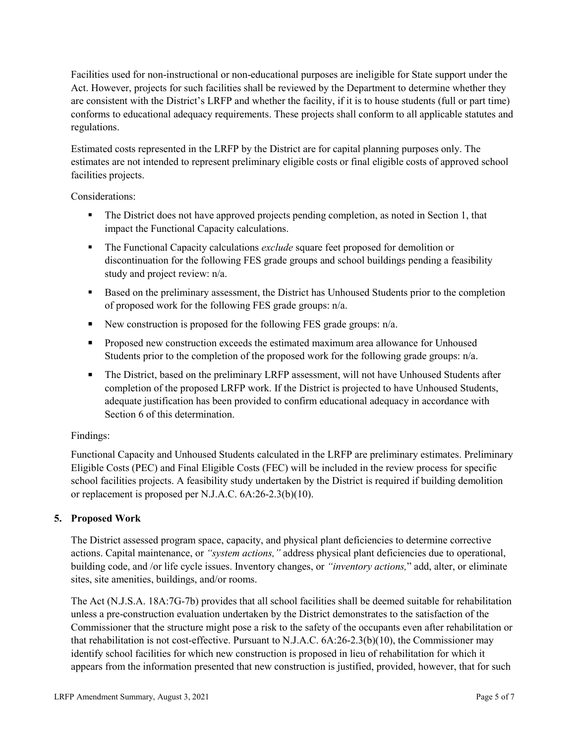Facilities used for non-instructional or non-educational purposes are ineligible for State support under the Act. However, projects for such facilities shall be reviewed by the Department to determine whether they are consistent with the District's LRFP and whether the facility, if it is to house students (full or part time) conforms to educational adequacy requirements. These projects shall conform to all applicable statutes and regulations.

Estimated costs represented in the LRFP by the District are for capital planning purposes only. The estimates are not intended to represent preliminary eligible costs or final eligible costs of approved school facilities projects.

Considerations:

- The District does not have approved projects pending completion, as noted in Section 1, that impact the Functional Capacity calculations.
- The Functional Capacity calculations *exclude* square feet proposed for demolition or discontinuation for the following FES grade groups and school buildings pending a feasibility study and project review: n/a.
- Based on the preliminary assessment, the District has Unhoused Students prior to the completion of proposed work for the following FES grade groups: n/a.
- New construction is proposed for the following FES grade groups: n/a.
- Proposed new construction exceeds the estimated maximum area allowance for Unhoused Students prior to the completion of the proposed work for the following grade groups: n/a.
- The District, based on the preliminary LRFP assessment, will not have Unhoused Students after completion of the proposed LRFP work. If the District is projected to have Unhoused Students, adequate justification has been provided to confirm educational adequacy in accordance with Section 6 of this determination.

Findings:

Functional Capacity and Unhoused Students calculated in the LRFP are preliminary estimates. Preliminary Eligible Costs (PEC) and Final Eligible Costs (FEC) will be included in the review process for specific school facilities projects. A feasibility study undertaken by the District is required if building demolition or replacement is proposed per N.J.A.C. 6A:26-2.3(b)(10).

## 5. Proposed Work

The District assessed program space, capacity, and physical plant deficiencies to determine corrective actions. Capital maintenance, or *"system actions,"* address physical plant deficiencies due to operational, building code, and /or life cycle issues. Inventory changes, or *"inventory actions,"* add, alter, or eliminate sites, site amenities, buildings, and/or rooms.

The Act (N.J.S.A. 18A:7G-7b) provides that all school facilities shall be deemed suitable for rehabilitation unless a pre-construction evaluation undertaken by the District demonstrates to the satisfaction of the Commissioner that the structure might pose a risk to the safety of the occupants even after rehabilitation or that rehabilitation is not cost-effective. Pursuant to N.J.A.C. 6A:26-2.3(b)(10), the Commissioner may identify school facilities for which new construction is proposed in lieu of rehabilitation for which it appears from the information presented that new construction is justified, provided, however, that for such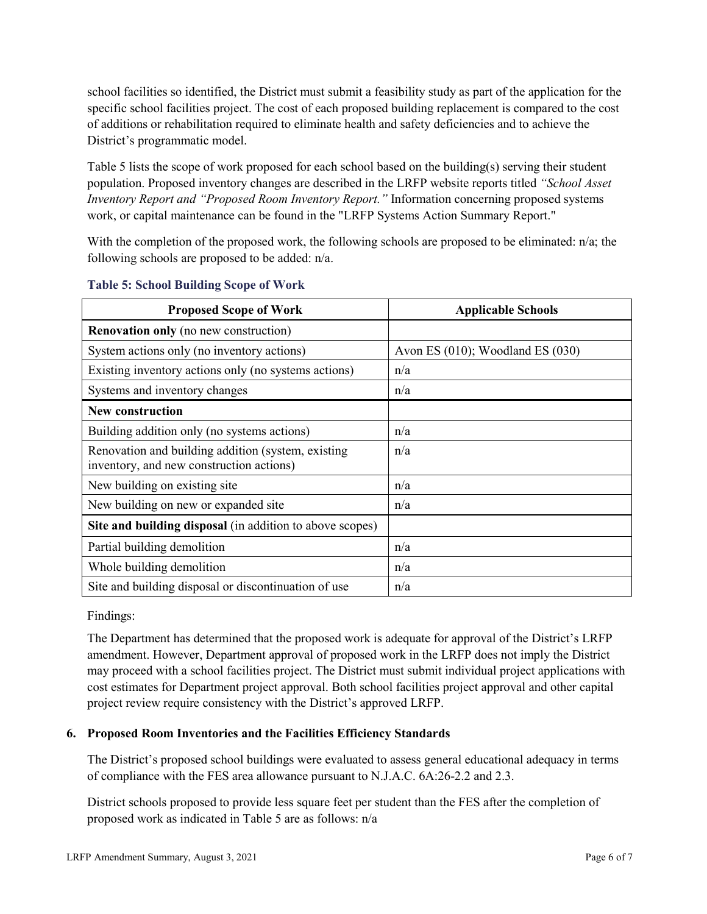school facilities so identified, the District must submit a feasibility study as part of the application for the specific school facilities project. The cost of each proposed building replacement is compared to the cost of additions or rehabilitation required to eliminate health and safety deficiencies and to achieve the District's programmatic model.

Table 5 lists the scope of work proposed for each school based on the building(s) serving their student population. Proposed inventory changes are described in the LRFP website reports titled *"School Asset Inventory Report and "Proposed Room Inventory Report."* Information concerning proposed systems work, or capital maintenance can be found in the "LRFP Systems Action Summary Report."

With the completion of the proposed work, the following schools are proposed to be eliminated: n/a; the following schools are proposed to be added: n/a.

**Table 5: School Building Scope of Work**

| Proposed Scope of Work | Applicable Schools |
|---|---|
| **Renovation only** (no new construction) | |
| System actions only (no inventory actions) | Avon ES (010); Woodland ES (030) |
| Existing inventory actions only (no systems actions) | n/a |
| Systems and inventory changes | n/a |
| **New construction** | |
| Building addition only (no systems actions) | n/a |
| Renovation and building addition (system, existing inventory, and new construction actions) | n/a |
| New building on existing site | n/a |
| New building on new or expanded site | n/a |
| **Site and building disposal** (in addition to above scopes) | |
| Partial building demolition | n/a |
| Whole building demolition | n/a |
| Site and building disposal or discontinuation of use | n/a |

Findings:

The Department has determined that the proposed work is adequate for approval of the District's LRFP amendment. However, Department approval of proposed work in the LRFP does not imply the District may proceed with a school facilities project. The District must submit individual project applications with cost estimates for Department project approval. Both school facilities project approval and other capital project review require consistency with the District's approved LRFP.

### 6. Proposed Room Inventories and the Facilities Efficiency Standards

The District's proposed school buildings were evaluated to assess general educational adequacy in terms of compliance with the FES area allowance pursuant to N.J.A.C. 6A:26-2.2 and 2.3.

District schools proposed to provide less square feet per student than the FES after the completion of proposed work as indicated in Table 5 are as follows: n/a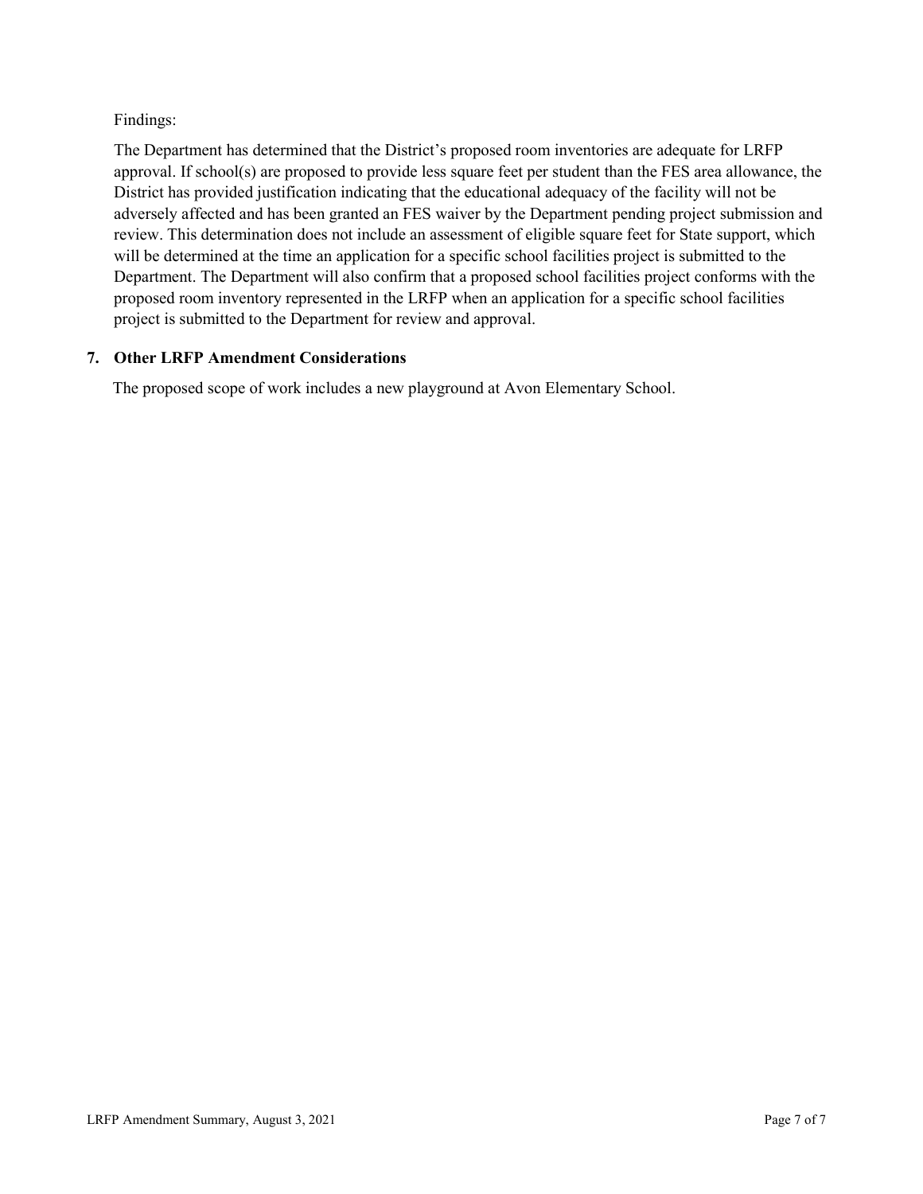Findings:

The Department has determined that the District's proposed room inventories are adequate for LRFP approval. If school(s) are proposed to provide less square feet per student than the FES area allowance, the District has provided justification indicating that the educational adequacy of the facility will not be adversely affected and has been granted an FES waiver by the Department pending project submission and review. This determination does not include an assessment of eligible square feet for State support, which will be determined at the time an application for a specific school facilities project is submitted to the Department. The Department will also confirm that a proposed school facilities project conforms with the proposed room inventory represented in the LRFP when an application for a specific school facilities project is submitted to the Department for review and approval.

## 7. Other LRFP Amendment Considerations

The proposed scope of work includes a new playground at Avon Elementary School.